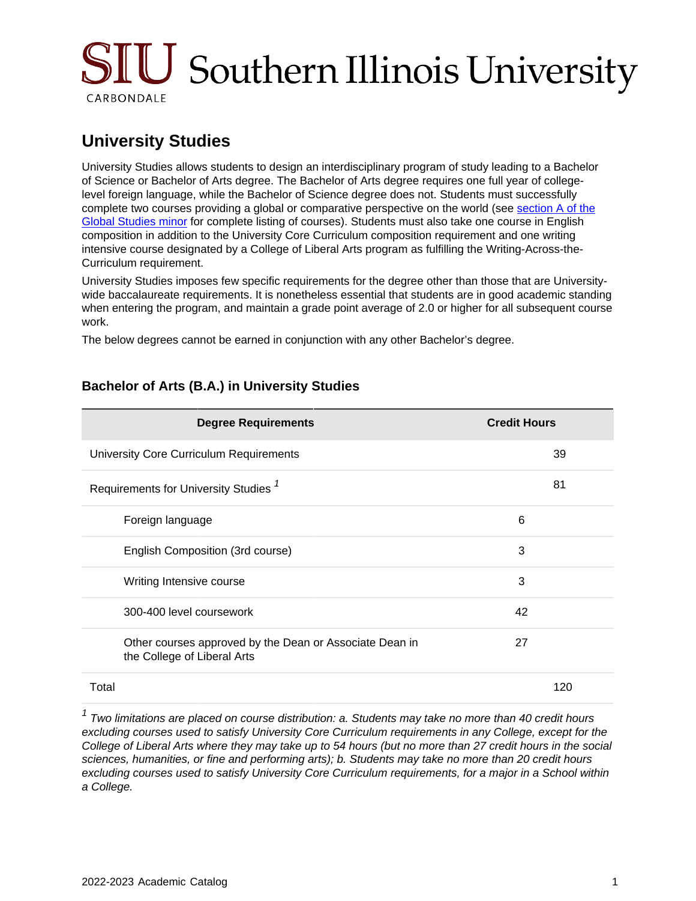# University Studies

University Studies allows students to design an interdisciplinary program of study leading to a Bachelor of Science or Bachelor of Arts degree. The Bachelor of Arts degree requires one full year of college-level foreign language, while the Bachelor of Science degree does not. Students must successfully complete two courses providing a global or comparative perspective on the world (see section A of the Global Studies minor for complete listing of courses). Students must also take one course in English composition in addition to the University Core Curriculum composition requirement and one writing intensive course designated by a College of Liberal Arts program as fulfilling the Writing-Across-the-Curriculum requirement.

University Studies imposes few specific requirements for the degree other than those that are University-wide baccalaureate requirements. It is nonetheless essential that students are in good academic standing when entering the program, and maintain a grade point average of 2.0 or higher for all subsequent course work.

The below degrees cannot be earned in conjunction with any other Bachelor's degree.

## Bachelor of Arts (B.A.) in University Studies

| Degree Requirements | Credit Hours | |
|---|---|---|
| University Core Curriculum Requirements | | 39 |
| Requirements for University Studies [1] | | 81 |
| Foreign language | 6 | |
| English Composition (3rd course) | 3 | |
| Writing Intensive course | 3 | |
| 300-400 level coursework | 42 | |
| Other courses approved by the Dean or Associate Dean in the College of Liberal Arts | 27 | |
| Total | | 120 |

*[1] Two limitations are placed on course distribution: a. Students may take no more than 40 credit hours excluding courses used to satisfy University Core Curriculum requirements in any College, except for the College of Liberal Arts where they may take up to 54 hours (but no more than 27 credit hours in the social sciences, humanities, or fine and performing arts); b. Students may take no more than 20 credit hours excluding courses used to satisfy University Core Curriculum requirements, for a major in a School within a College.*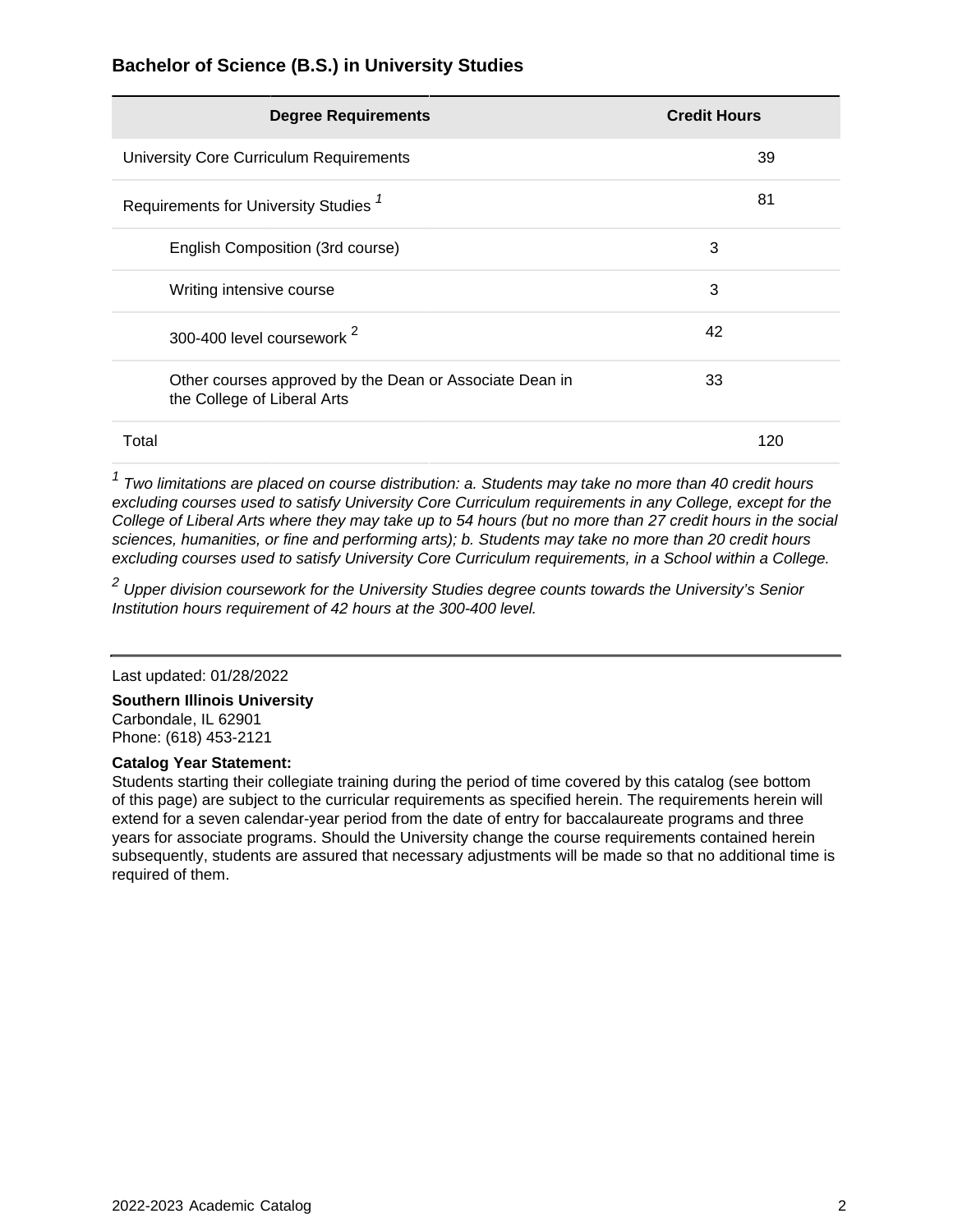## Bachelor of Science (B.S.) in University Studies

| Degree Requirements | Credit Hours | |
|---|---|---|
| University Core Curriculum Requirements | | 39 |
| Requirements for University Studies [1] | | 81 |
| English Composition (3rd course) | 3 | |
| Writing intensive course | 3 | |
| 300-400 level coursework [2] | 42 | |
| Other courses approved by the Dean or Associate Dean in the College of Liberal Arts | 33 | |
| Total | | 120 |

*[1] Two limitations are placed on course distribution: a. Students may take no more than 40 credit hours excluding courses used to satisfy University Core Curriculum requirements in any College, except for the College of Liberal Arts where they may take up to 54 hours (but no more than 27 credit hours in the social sciences, humanities, or fine and performing arts); b. Students may take no more than 20 credit hours excluding courses used to satisfy University Core Curriculum requirements, in a School within a College.*

*[2] Upper division coursework for the University Studies degree counts towards the University's Senior Institution hours requirement of 42 hours at the 300-400 level.*

---

Last updated: 01/28/2022

**Southern Illinois University**
Carbondale, IL 62901
Phone: (618) 453-2121

**Catalog Year Statement:**
Students starting their collegiate training during the period of time covered by this catalog (see bottom of this page) are subject to the curricular requirements as specified herein. The requirements herein will extend for a seven calendar-year period from the date of entry for baccalaureate programs and three years for associate programs. Should the University change the course requirements contained herein subsequently, students are assured that necessary adjustments will be made so that no additional time is required of them.

2022-2023 Academic Catalog